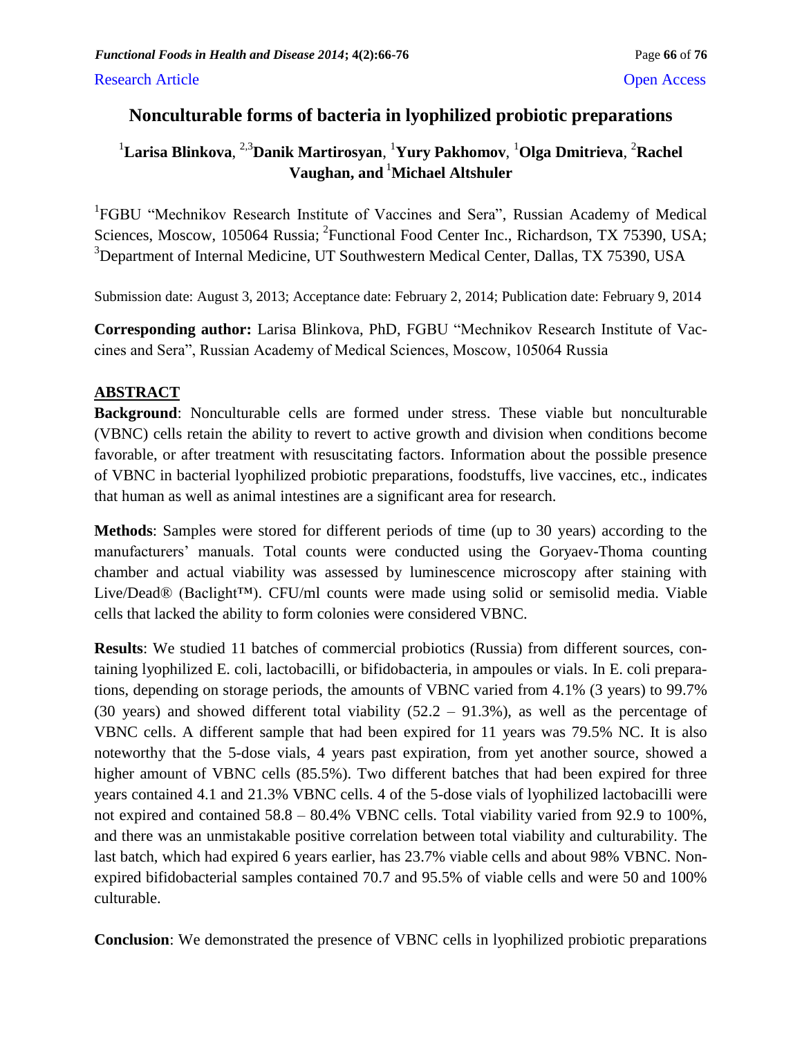Research Article Open Access

# Nonculturable forms of bacteria in lyophilized probiotic preparations

[1]**Larisa Blinkova**, [2,3]**Danik Martirosyan**, [1]**Yury Pakhomov**, [1]**Olga Dmitrieva**, [2]**Rachel Vaughan, and** [1]**Michael Altshuler**

[1]FGBU "Mechnikov Research Institute of Vaccines and Sera", Russian Academy of Medical Sciences, Moscow, 105064 Russia; [2]Functional Food Center Inc., Richardson, TX 75390, USA; [3]Department of Internal Medicine, UT Southwestern Medical Center, Dallas, TX 75390, USA

Submission date: August 3, 2013; Acceptance date: February 2, 2014; Publication date: February 9, 2014

**Corresponding author:** Larisa Blinkova, PhD, FGBU "Mechnikov Research Institute of Vaccines and Sera", Russian Academy of Medical Sciences, Moscow, 105064 Russia

## ABSTRACT

**Background**: Nonculturable cells are formed under stress. These viable but nonculturable (VBNC) cells retain the ability to revert to active growth and division when conditions become favorable, or after treatment with resuscitating factors. Information about the possible presence of VBNC in bacterial lyophilized probiotic preparations, foodstuffs, live vaccines, etc., indicates that human as well as animal intestines are a significant area for research.

**Methods**: Samples were stored for different periods of time (up to 30 years) according to the manufacturers' manuals. Total counts were conducted using the Goryaev-Thoma counting chamber and actual viability was assessed by luminescence microscopy after staining with Live/Dead® (Baclight™). CFU/ml counts were made using solid or semisolid media. Viable cells that lacked the ability to form colonies were considered VBNC.

**Results**: We studied 11 batches of commercial probiotics (Russia) from different sources, containing lyophilized E. coli, lactobacilli, or bifidobacteria, in ampoules or vials. In E. coli preparations, depending on storage periods, the amounts of VBNC varied from 4.1% (3 years) to 99.7% (30 years) and showed different total viability (52.2 – 91.3%), as well as the percentage of VBNC cells. A different sample that had been expired for 11 years was 79.5% NC. It is also noteworthy that the 5-dose vials, 4 years past expiration, from yet another source, showed a higher amount of VBNC cells (85.5%). Two different batches that had been expired for three years contained 4.1 and 21.3% VBNC cells. 4 of the 5-dose vials of lyophilized lactobacilli were not expired and contained 58.8 – 80.4% VBNC cells. Total viability varied from 92.9 to 100%, and there was an unmistakable positive correlation between total viability and culturability. The last batch, which had expired 6 years earlier, has 23.7% viable cells and about 98% VBNC. Non-expired bifidobacterial samples contained 70.7 and 95.5% of viable cells and were 50 and 100% culturable.

**Conclusion**: We demonstrated the presence of VBNC cells in lyophilized probiotic preparations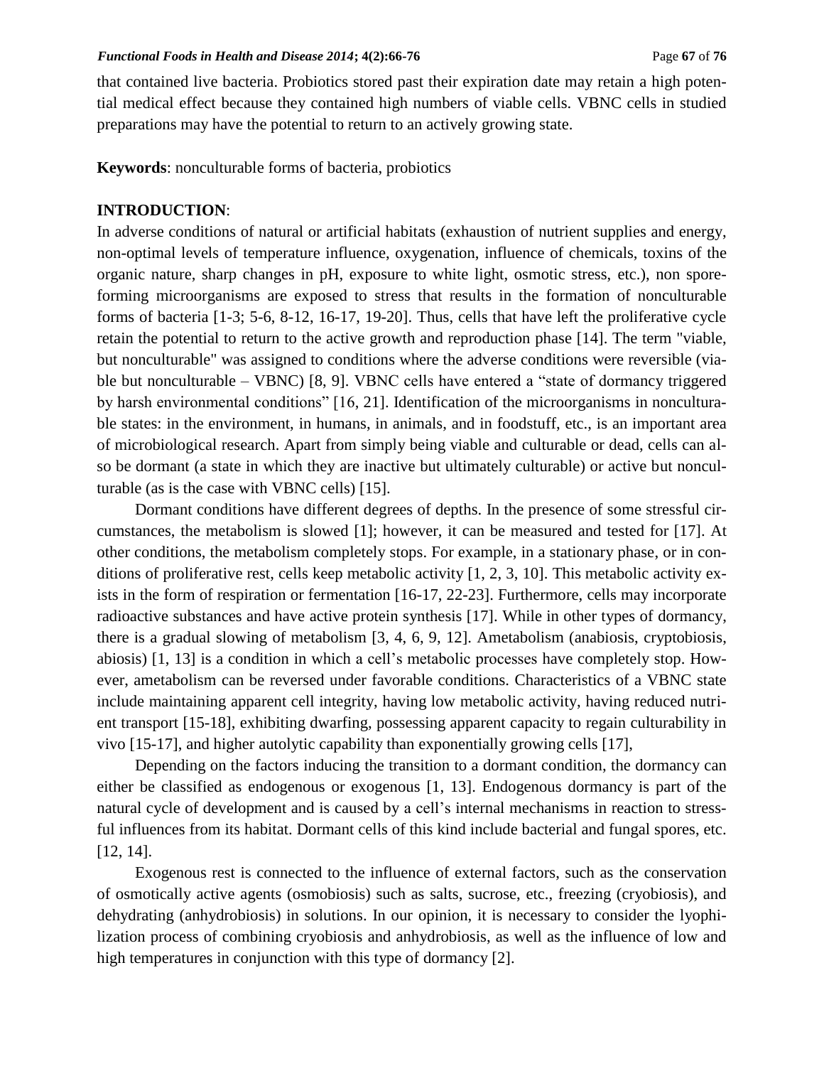that contained live bacteria. Probiotics stored past their expiration date may retain a high potential medical effect because they contained high numbers of viable cells. VBNC cells in studied preparations may have the potential to return to an actively growing state.

**Keywords**: nonculturable forms of bacteria, probiotics

## INTRODUCTION:

In adverse conditions of natural or artificial habitats (exhaustion of nutrient supplies and energy, non-optimal levels of temperature influence, oxygenation, influence of chemicals, toxins of the organic nature, sharp changes in pH, exposure to white light, osmotic stress, etc.), non spore-forming microorganisms are exposed to stress that results in the formation of nonculturable forms of bacteria [1-3; 5-6, 8-12, 16-17, 19-20]. Thus, cells that have left the proliferative cycle retain the potential to return to the active growth and reproduction phase [14]. The term "viable, but nonculturable" was assigned to conditions where the adverse conditions were reversible (viable but nonculturable – VBNC) [8, 9]. VBNC cells have entered a "state of dormancy triggered by harsh environmental conditions" [16, 21]. Identification of the microorganisms in nonculturable states: in the environment, in humans, in animals, and in foodstuff, etc., is an important area of microbiological research. Apart from simply being viable and culturable or dead, cells can also be dormant (a state in which they are inactive but ultimately culturable) or active but nonculturable (as is the case with VBNC cells) [15].

Dormant conditions have different degrees of depths. In the presence of some stressful circumstances, the metabolism is slowed [1]; however, it can be measured and tested for [17]. At other conditions, the metabolism completely stops. For example, in a stationary phase, or in conditions of proliferative rest, cells keep metabolic activity [1, 2, 3, 10]. This metabolic activity exists in the form of respiration or fermentation [16-17, 22-23]. Furthermore, cells may incorporate radioactive substances and have active protein synthesis [17]. While in other types of dormancy, there is a gradual slowing of metabolism [3, 4, 6, 9, 12]. Ametabolism (anabiosis, cryptobiosis, abiosis) [1, 13] is a condition in which a cell's metabolic processes have completely stop. However, ametabolism can be reversed under favorable conditions. Characteristics of a VBNC state include maintaining apparent cell integrity, having low metabolic activity, having reduced nutrient transport [15-18], exhibiting dwarfing, possessing apparent capacity to regain culturability in vivo [15-17], and higher autolytic capability than exponentially growing cells [17],

Depending on the factors inducing the transition to a dormant condition, the dormancy can either be classified as endogenous or exogenous [1, 13]. Endogenous dormancy is part of the natural cycle of development and is caused by a cell's internal mechanisms in reaction to stressful influences from its habitat. Dormant cells of this kind include bacterial and fungal spores, etc. [12, 14].

Exogenous rest is connected to the influence of external factors, such as the conservation of osmotically active agents (osmobiosis) such as salts, sucrose, etc., freezing (cryobiosis), and dehydrating (anhydrobiosis) in solutions. In our opinion, it is necessary to consider the lyophilization process of combining cryobiosis and anhydrobiosis, as well as the influence of low and high temperatures in conjunction with this type of dormancy [2].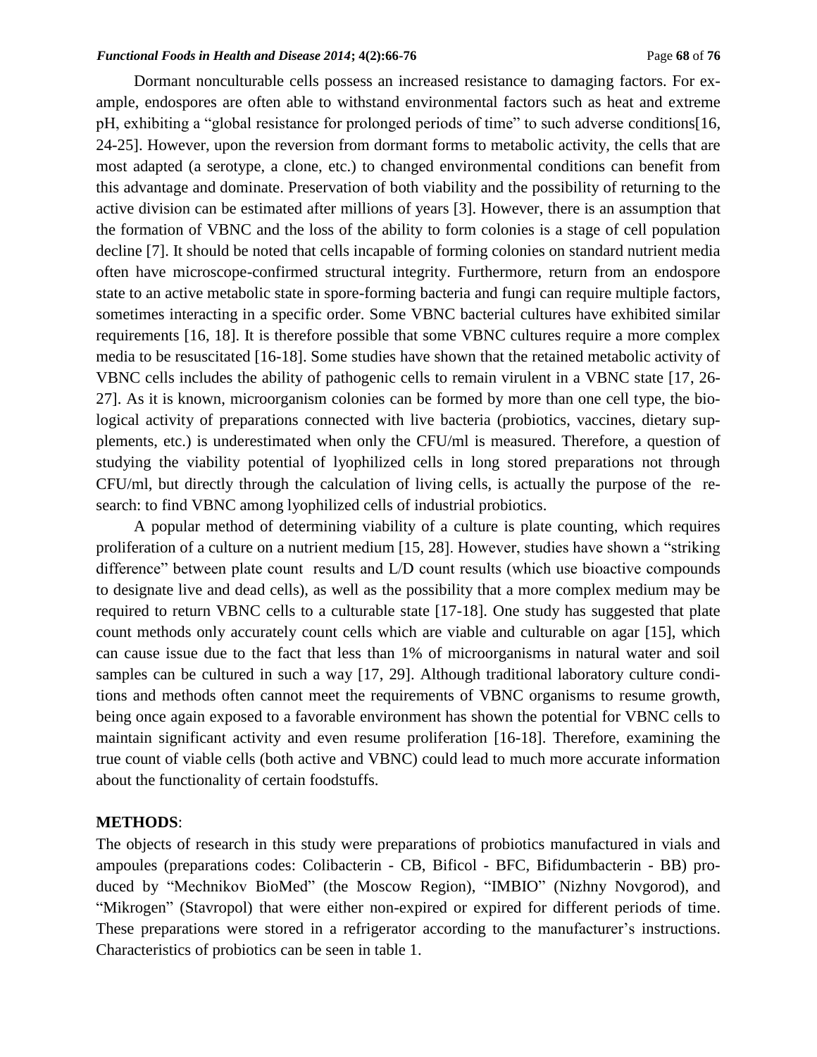Dormant nonculturable cells possess an increased resistance to damaging factors. For example, endospores are often able to withstand environmental factors such as heat and extreme pH, exhibiting a "global resistance for prolonged periods of time" to such adverse conditions[16, 24-25]. However, upon the reversion from dormant forms to metabolic activity, the cells that are most adapted (a serotype, a clone, etc.) to changed environmental conditions can benefit from this advantage and dominate. Preservation of both viability and the possibility of returning to the active division can be estimated after millions of years [3]. However, there is an assumption that the formation of VBNC and the loss of the ability to form colonies is a stage of cell population decline [7]. It should be noted that cells incapable of forming colonies on standard nutrient media often have microscope-confirmed structural integrity. Furthermore, return from an endospore state to an active metabolic state in spore-forming bacteria and fungi can require multiple factors, sometimes interacting in a specific order. Some VBNC bacterial cultures have exhibited similar requirements [16, 18]. It is therefore possible that some VBNC cultures require a more complex media to be resuscitated [16-18]. Some studies have shown that the retained metabolic activity of VBNC cells includes the ability of pathogenic cells to remain virulent in a VBNC state [17, 26-27]. As it is known, microorganism colonies can be formed by more than one cell type, the biological activity of preparations connected with live bacteria (probiotics, vaccines, dietary supplements, etc.) is underestimated when only the CFU/ml is measured. Therefore, a question of studying the viability potential of lyophilized cells in long stored preparations not through CFU/ml, but directly through the calculation of living cells, is actually the purpose of the research: to find VBNC among lyophilized cells of industrial probiotics.

A popular method of determining viability of a culture is plate counting, which requires proliferation of a culture on a nutrient medium [15, 28]. However, studies have shown a "striking difference" between plate count results and L/D count results (which use bioactive compounds to designate live and dead cells), as well as the possibility that a more complex medium may be required to return VBNC cells to a culturable state [17-18]. One study has suggested that plate count methods only accurately count cells which are viable and culturable on agar [15], which can cause issue due to the fact that less than 1% of microorganisms in natural water and soil samples can be cultured in such a way [17, 29]. Although traditional laboratory culture conditions and methods often cannot meet the requirements of VBNC organisms to resume growth, being once again exposed to a favorable environment has shown the potential for VBNC cells to maintain significant activity and even resume proliferation [16-18]. Therefore, examining the true count of viable cells (both active and VBNC) could lead to much more accurate information about the functionality of certain foodstuffs.

## METHODS:

The objects of research in this study were preparations of probiotics manufactured in vials and ampoules (preparations codes: Colibacterin - CB, Bificol - BFC, Bifidumbacterin - BB) produced by "Mechnikov BioMed" (the Moscow Region), "IMBIO" (Nizhny Novgorod), and "Mikrogen" (Stavropol) that were either non-expired or expired for different periods of time. These preparations were stored in a refrigerator according to the manufacturer's instructions. Characteristics of probiotics can be seen in table 1.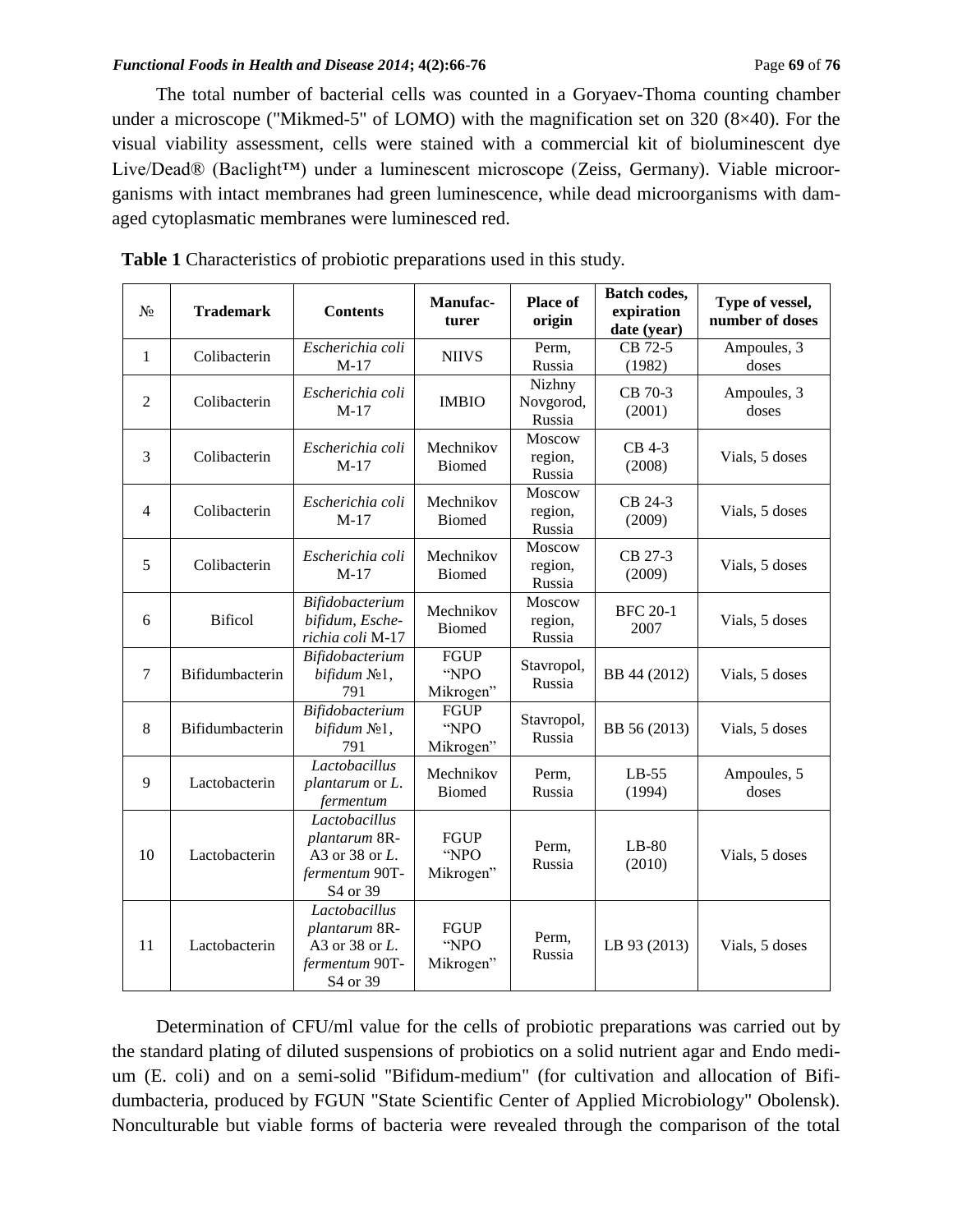The total number of bacterial cells was counted in a Goryaev-Thoma counting chamber under a microscope ("Mikmed-5" of LOMO) with the magnification set on 320 (8×40). For the visual viability assessment, cells were stained with a commercial kit of bioluminescent dye Live/Dead® (Baclight™) under a luminescent microscope (Zeiss, Germany). Viable microorganisms with intact membranes had green luminescence, while dead microorganisms with damaged cytoplasmatic membranes were luminesced red.

**Table 1** Characteristics of probiotic preparations used in this study.

| № | Trademark | Contents | Manufacturer | Place of origin | Batch codes, expiration date (year) | Type of vessel, number of doses |
|---|---|---|---|---|---|---|
| 1 | Colibacterin | *Escherichia coli* M-17 | NIIVS | Perm, Russia | CB 72-5 (1982) | Ampoules, 3 doses |
| 2 | Colibacterin | *Escherichia coli* M-17 | IMBIO | Nizhny Novgorod, Russia | CB 70-3 (2001) | Ampoules, 3 doses |
| 3 | Colibacterin | *Escherichia coli* M-17 | Mechnikov Biomed | Moscow region, Russia | CB 4-3 (2008) | Vials, 5 doses |
| 4 | Colibacterin | *Escherichia coli* M-17 | Mechnikov Biomed | Moscow region, Russia | CB 24-3 (2009) | Vials, 5 doses |
| 5 | Colibacterin | *Escherichia coli* M-17 | Mechnikov Biomed | Moscow region, Russia | CB 27-3 (2009) | Vials, 5 doses |
| 6 | Bificol | *Bifidobacterium bifidum*, *Escherichia coli* M-17 | Mechnikov Biomed | Moscow region, Russia | BFC 20-1 2007 | Vials, 5 doses |
| 7 | Bifidumbacterin | *Bifidobacterium bifidum* №1, 791 | FGUP "NPO Mikrogen" | Stavropol, Russia | BB 44 (2012) | Vials, 5 doses |
| 8 | Bifidumbacterin | *Bifidobacterium bifidum* №1, 791 | FGUP "NPO Mikrogen" | Stavropol, Russia | BB 56 (2013) | Vials, 5 doses |
| 9 | Lactobacterin | *Lactobacillus plantarum* or *L. fermentum* | Mechnikov Biomed | Perm, Russia | LB-55 (1994) | Ampoules, 5 doses |
| 10 | Lactobacterin | *Lactobacillus plantarum* 8R-A3 or 38 or *L. fermentum* 90T-S4 or 39 | FGUP "NPO Mikrogen" | Perm, Russia | LB-80 (2010) | Vials, 5 doses |
| 11 | Lactobacterin | *Lactobacillus plantarum* 8R-A3 or 38 or *L. fermentum* 90T-S4 or 39 | FGUP "NPO Mikrogen" | Perm, Russia | LB 93 (2013) | Vials, 5 doses |

Determination of CFU/ml value for the cells of probiotic preparations was carried out by the standard plating of diluted suspensions of probiotics on a solid nutrient agar and Endo medium (E. coli) and on a semi-solid "Bifidum-medium" (for cultivation and allocation of Bifidumbacteria, produced by FGUN "State Scientific Center of Applied Microbiology" Obolensk). Nonculturable but viable forms of bacteria were revealed through the comparison of the total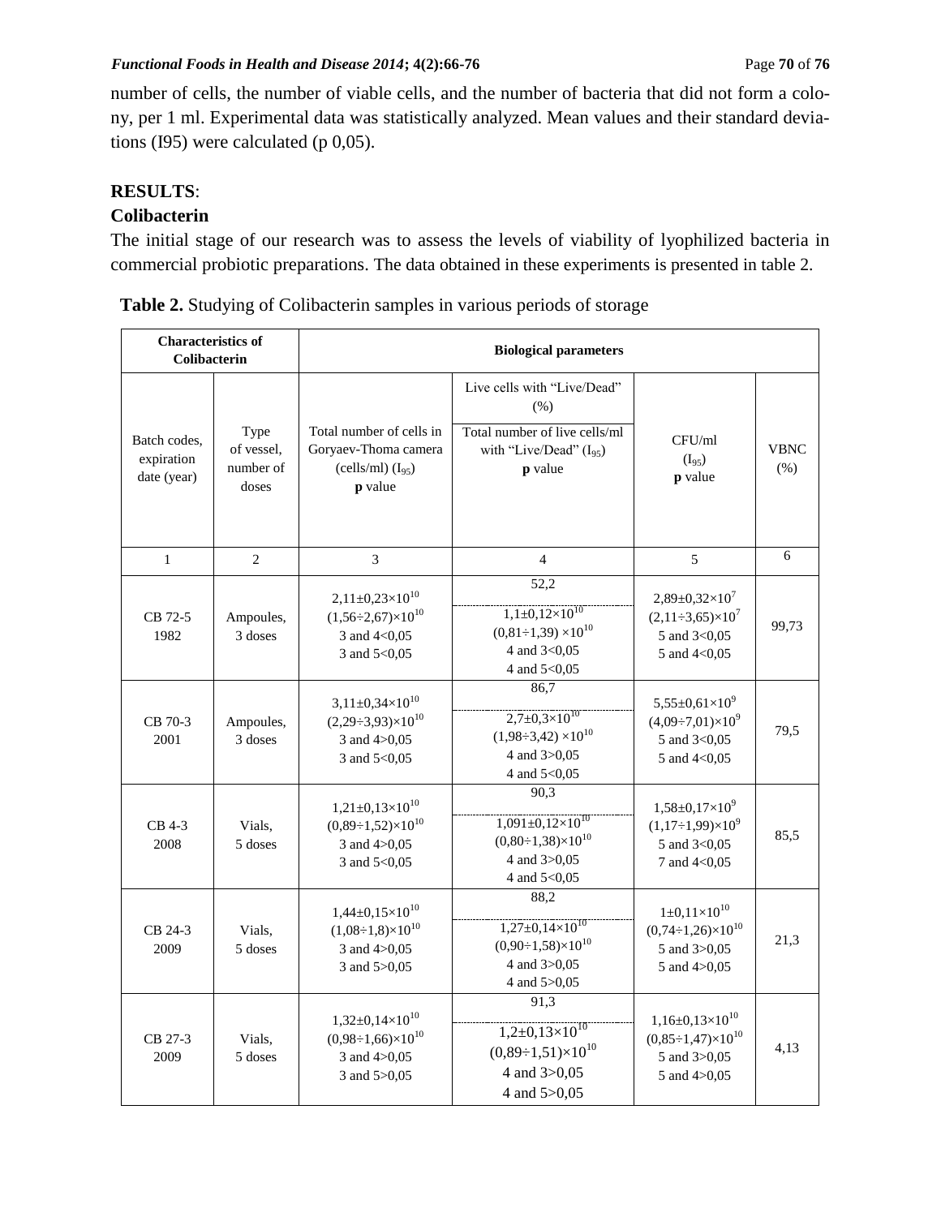number of cells, the number of viable cells, and the number of bacteria that did not form a colony, per 1 ml. Experimental data was statistically analyzed. Mean values and their standard deviations (I95) were calculated (p 0,05).

## RESULTS:

### Colibacterin

The initial stage of our research was to assess the levels of viability of lyophilized bacteria in commercial probiotic preparations. The data obtained in these experiments is presented in table 2.

**Table 2.** Studying of Colibacterin samples in various periods of storage

| Characteristics of Colibacterin | | Biological parameters | | | |
|---|---|---|---|---|---|
| Batch codes, expiration date (year) | Type of vessel, number of doses | Total number of cells in Goryaev-Thoma camera (cells/ml) ($I_{95}$) **p** value | Live cells with "Live/Dead" (%) / Total number of live cells/ml with "Live/Dead" ($I_{95}$) **p** value | CFU/ml ($I_{95}$) **p** value | VBNC (%) |
| 1 | 2 | 3 | 4 | 5 | 6 |
| CB 72-5 1982 | Ampoules, 3 doses | $2{,}11 \pm 0{,}23 \times 10^{10}$ $(1{,}56 \div 2{,}67) \times 10^{10}$ 3 and 4<0,05 3 and 5<0,05 | 52,2 / $1{,}1 \pm 0{,}12 \times 10^{10}$ $(0{,}81 \div 1{,}39) \times 10^{10}$ 4 and 3<0,05 4 and 5<0,05 | $2{,}89 \pm 0{,}32 \times 10^{7}$ $(2{,}11 \div 3{,}65) \times 10^{7}$ 5 and 3<0,05 5 and 4<0,05 | 99,73 |
| CB 70-3 2001 | Ampoules, 3 doses | $3{,}11 \pm 0{,}34 \times 10^{10}$ $(2{,}29 \div 3{,}93) \times 10^{10}$ 3 and 4>0,05 3 and 5<0,05 | 86,7 / $2{,}7 \pm 0{,}3 \times 10^{10}$ $(1{,}98 \div 3{,}42) \times 10^{10}$ 4 and 3>0,05 4 and 5<0,05 | $5{,}55 \pm 0{,}61 \times 10^{9}$ $(4{,}09 \div 7{,}01) \times 10^{9}$ 5 and 3<0,05 5 and 4<0,05 | 79,5 |
| CB 4-3 2008 | Vials, 5 doses | $1{,}21 \pm 0{,}13 \times 10^{10}$ $(0{,}89 \div 1{,}52) \times 10^{10}$ 3 and 4>0,05 3 and 5<0,05 | 90,3 / $1{,}091 \pm 0{,}12 \times 10^{10}$ $(0{,}80 \div 1{,}38) \times 10^{10}$ 4 and 3>0,05 4 and 5<0,05 | $1{,}58 \pm 0{,}17 \times 10^{9}$ $(1{,}17 \div 1{,}99) \times 10^{9}$ 5 and 3<0,05 7 and 4<0,05 | 85,5 |
| CB 24-3 2009 | Vials, 5 doses | $1{,}44 \pm 0{,}15 \times 10^{10}$ $(1{,}08 \div 1{,}8) \times 10^{10}$ 3 and 4>0,05 3 and 5>0,05 | 88,2 / $1{,}27 \pm 0{,}14 \times 10^{10}$ $(0{,}90 \div 1{,}58) \times 10^{10}$ 4 and 3>0,05 4 and 5>0,05 | $1 \pm 0{,}11 \times 10^{10}$ $(0{,}74 \div 1{,}26) \times 10^{10}$ 5 and 3>0,05 5 and 4>0,05 | 21,3 |
| CB 27-3 2009 | Vials, 5 doses | $1{,}32 \pm 0{,}14 \times 10^{10}$ $(0{,}98 \div 1{,}66) \times 10^{10}$ 3 and 4>0,05 3 and 5>0,05 | 91,3 / $1{,}2 \pm 0{,}13 \times 10^{10}$ $(0{,}89 \div 1{,}51) \times 10^{10}$ 4 and 3>0,05 4 and 5>0,05 | $1{,}16 \pm 0{,}13 \times 10^{10}$ $(0{,}85 \div 1{,}47) \times 10^{10}$ 5 and 3>0,05 5 and 4>0,05 | 4,13 |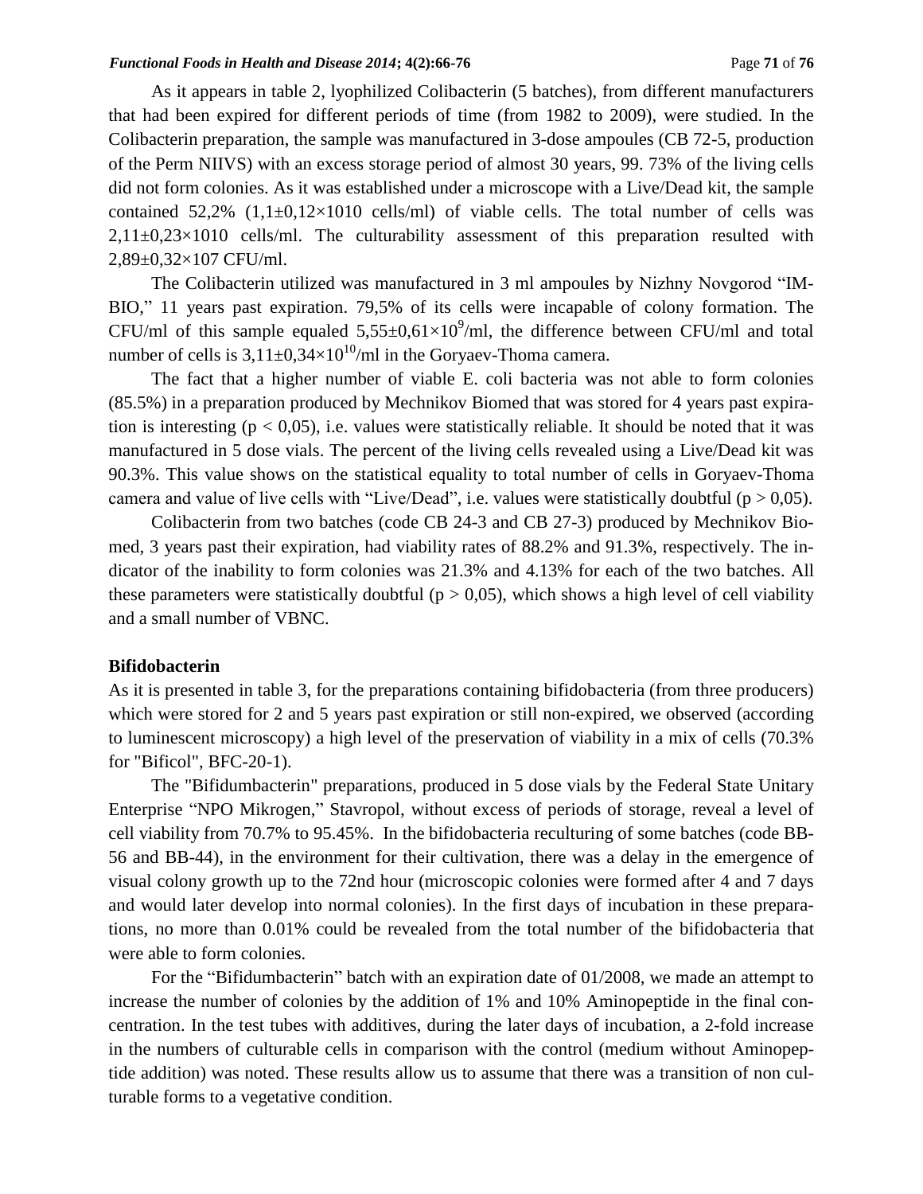As it appears in table 2, lyophilized Colibacterin (5 batches), from different manufacturers that had been expired for different periods of time (from 1982 to 2009), were studied. In the Colibacterin preparation, the sample was manufactured in 3-dose ampoules (CB 72-5, production of the Perm NIIVS) with an excess storage period of almost 30 years, 99. 73% of the living cells did not form colonies. As it was established under a microscope with a Live/Dead kit, the sample contained 52,2% (1,1±0,12×1010 cells/ml) of viable cells. The total number of cells was 2,11±0,23×1010 cells/ml. The culturability assessment of this preparation resulted with 2,89±0,32×107 CFU/ml.

The Colibacterin utilized was manufactured in 3 ml ampoules by Nizhny Novgorod "IM-BIO," 11 years past expiration. 79,5% of its cells were incapable of colony formation. The CFU/ml of this sample equaled $5{,}55 \pm 0{,}61 \times 10^{9}$/ml, the difference between CFU/ml and total number of cells is $3{,}11 \pm 0{,}34 \times 10^{10}$/ml in the Goryaev-Thoma camera.

The fact that a higher number of viable E. coli bacteria was not able to form colonies (85.5%) in a preparation produced by Mechnikov Biomed that was stored for 4 years past expiration is interesting ($p < 0{,}05$), i.e. values were statistically reliable. It should be noted that it was manufactured in 5 dose vials. The percent of the living cells revealed using a Live/Dead kit was 90.3%. This value shows on the statistical equality to total number of cells in Goryaev-Thoma camera and value of live cells with "Live/Dead", i.e. values were statistically doubtful ($p > 0{,}05$).

Colibacterin from two batches (code CB 24-3 and CB 27-3) produced by Mechnikov Biomed, 3 years past their expiration, had viability rates of 88.2% and 91.3%, respectively. The indicator of the inability to form colonies was 21.3% and 4.13% for each of the two batches. All these parameters were statistically doubtful ($p > 0{,}05$), which shows a high level of cell viability and a small number of VBNC.

**Bifidobacterin**

As it is presented in table 3, for the preparations containing bifidobacteria (from three producers) which were stored for 2 and 5 years past expiration or still non-expired, we observed (according to luminescent microscopy) a high level of the preservation of viability in a mix of cells (70.3% for "Bificol", BFC-20-1).

The "Bifidumbacterin" preparations, produced in 5 dose vials by the Federal State Unitary Enterprise "NPO Mikrogen," Stavropol, without excess of periods of storage, reveal a level of cell viability from 70.7% to 95.45%. In the bifidobacteria reculturing of some batches (code BB-56 and BB-44), in the environment for their cultivation, there was a delay in the emergence of visual colony growth up to the 72nd hour (microscopic colonies were formed after 4 and 7 days and would later develop into normal colonies). In the first days of incubation in these preparations, no more than 0.01% could be revealed from the total number of the bifidobacteria that were able to form colonies.

For the "Bifidumbacterin" batch with an expiration date of 01/2008, we made an attempt to increase the number of colonies by the addition of 1% and 10% Aminopeptide in the final concentration. In the test tubes with additives, during the later days of incubation, a 2-fold increase in the numbers of culturable cells in comparison with the control (medium without Aminopeptide addition) was noted. These results allow us to assume that there was a transition of non culturable forms to a vegetative condition.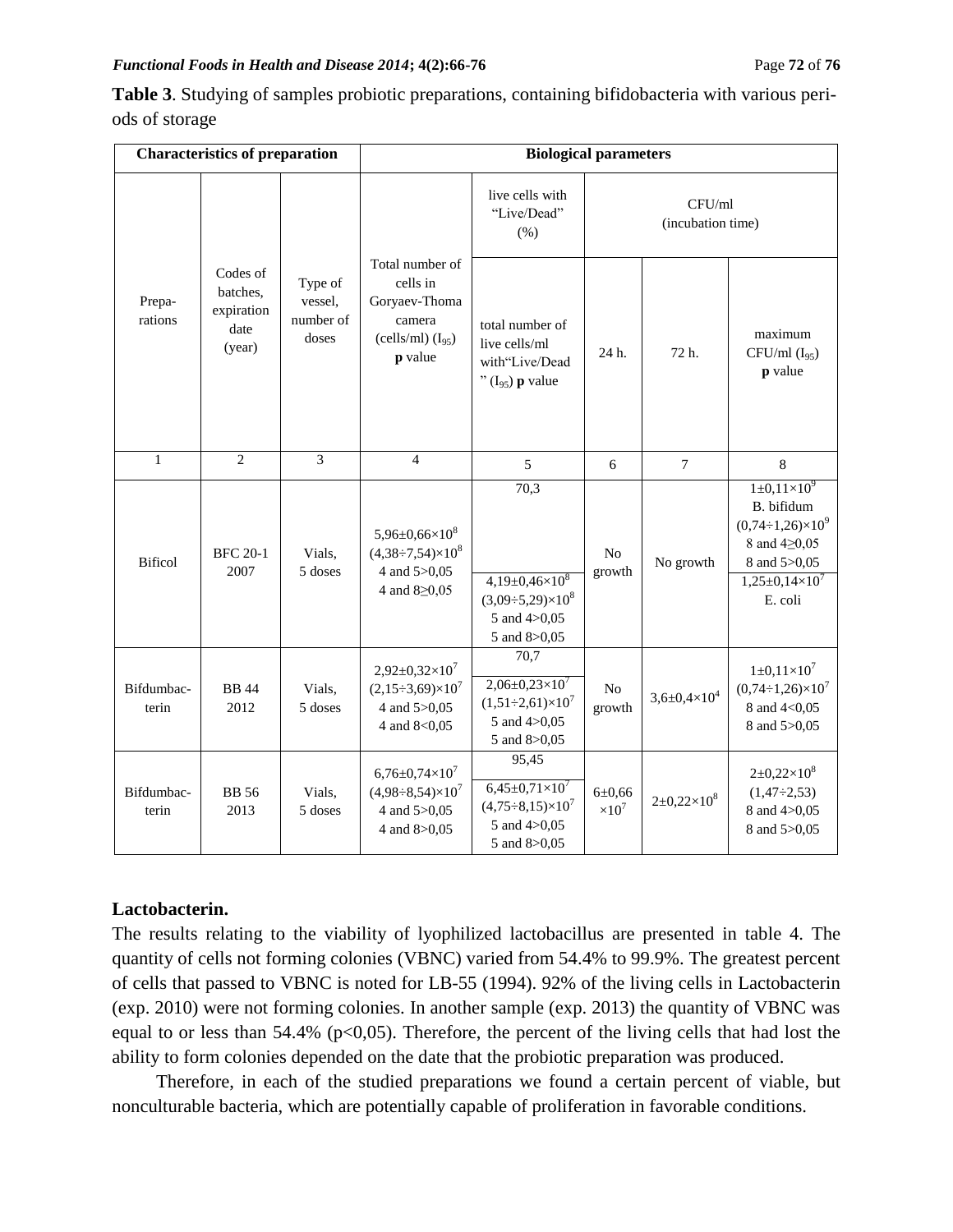**Table 3**. Studying of samples probiotic preparations, containing bifidobacteria with various periods of storage

| Characteristics of preparation | | | Biological parameters | | | | |
|---|---|---|---|---|---|---|---|
| Preparations | Codes of batches, expiration date (year) | Type of vessel, number of doses | Total number of cells in Goryaev-Thoma camera (cells/ml) ($I_{95}$) **p** value | live cells with "Live/Dead" (%) / total number of live cells/ml with "Live/Dead" ($I_{95}$) **p** value | CFU/ml (incubation time) 24 h. | 72 h. | maximum CFU/ml ($I_{95}$) **p** value |
| 1 | 2 | 3 | 4 | 5 | 6 | 7 | 8 |
| Bificol | BFC 20-1 2007 | Vials, 5 doses | $5,96 \pm 0,66 \times 10^8$ $(4,38 \div 7,54) \times 10^8$ 4 and 5>0,05 4 and 8≥0,05 | 70,3 $4,19 \pm 0,46 \times 10^8$ $(3,09 \div 5,29) \times 10^8$ 5 and 4>0,05 5 and 8>0,05 | No growth | No growth | $1 \pm 0,11 \times 10^9$ B. bifidum $(0,74 \div 1,26) \times 10^9$ 8 and 4≥0,05 8 and 5>0,05 $1,25 \pm 0,14 \times 10^7$ E. coli |
| Bifdumbacterin | BB 44 2012 | Vials, 5 doses | $2,92 \pm 0,32 \times 10^7$ $(2,15 \div 3,69) \times 10^7$ 4 and 5>0,05 4 and 8<0,05 | 70,7 $2,06 \pm 0,23 \times 10^7$ $(1,51 \div 2,61) \times 10^7$ 5 and 4>0,05 5 and 8>0,05 | No growth | $3,6 \pm 0,4 \times 10^4$ | $1 \pm 0,11 \times 10^7$ $(0,74 \div 1,26) \times 10^7$ 8 and 4<0,05 8 and 5>0,05 |
| Bifdumbacterin | BB 56 2013 | Vials, 5 doses | $6,76 \pm 0,74 \times 10^7$ $(4,98 \div 8,54) \times 10^7$ 4 and 5>0,05 4 and 8>0,05 | 95,45 $6,45 \pm 0,71 \times 10^7$ $(4,75 \div 8,15) \times 10^7$ 5 and 4>0,05 5 and 8>0,05 | $6 \pm 0,66 \times 10^7$ | $2 \pm 0,22 \times 10^8$ | $2 \pm 0,22 \times 10^8$ $(1,47 \div 2,53)$ 8 and 4>0,05 8 and 5>0,05 |

**Lactobacterin.**

The results relating to the viability of lyophilized lactobacillus are presented in table 4. The quantity of cells not forming colonies (VBNC) varied from 54.4% to 99.9%. The greatest percent of cells that passed to VBNC is noted for LB-55 (1994). 92% of the living cells in Lactobacterin (exp. 2010) were not forming colonies. In another sample (exp. 2013) the quantity of VBNC was equal to or less than 54.4% ($p<0,05$). Therefore, the percent of the living cells that had lost the ability to form colonies depended on the date that the probiotic preparation was produced.

Therefore, in each of the studied preparations we found a certain percent of viable, but nonculturable bacteria, which are potentially capable of proliferation in favorable conditions.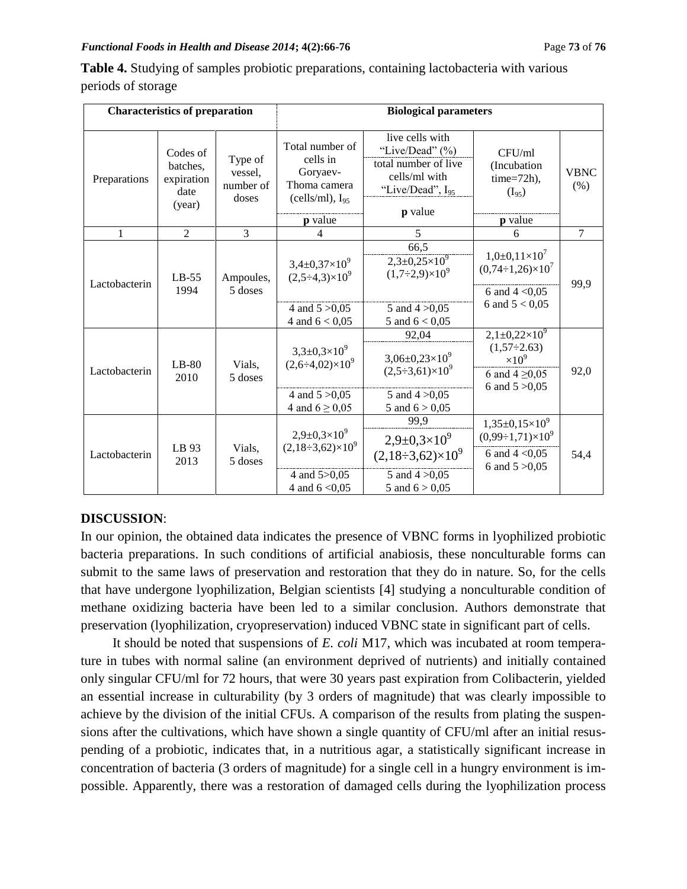**Table 4.** Studying of samples probiotic preparations, containing lactobacteria with various periods of storage

| Characteristics of preparation | | | Biological parameters | | | |
|---|---|---|---|---|---|---|
| Preparations | Codes of batches, expiration date (year) | Type of vessel, number of doses | Total number of cells in Goryaev-Thoma camera (cells/ml), $I_{95}$ / **p** value | live cells with "Live/Dead" (%) / total number of live cells/ml with "Live/Dead", $I_{95}$ / **p** value | CFU/ml (Incubation time=72h), ($I_{95}$) / **p** value | VBNC (%) |
| 1 | 2 | 3 | 4 | 5 | 6 | 7 |
| Lactobacterin | LB-55 1994 | Ampoules, 5 doses | $3{,}4\pm0{,}37\times10^9$ $(2{,}5\div4{,}3)\times10^9$ / 4 and 5 >0,05; 4 and 6 < 0,05 | 66,5 / $2{,}3\pm0{,}25\times10^9$ $(1{,}7\div2{,}9)\times10^9$ / 5 and 4 >0,05; 5 and 6 < 0,05 | $1{,}0\pm0{,}11\times10^7$ $(0{,}74\div1{,}26)\times10^7$ / 6 and 4 <0,05; 6 and 5 < 0,05 | 99,9 |
| Lactobacterin | LB-80 2010 | Vials, 5 doses | $3{,}3\pm0{,}3\times10^9$ $(2{,}6\div4{,}02)\times10^9$ / 4 and 5 >0,05; 4 and 6 ≥ 0,05 | 92,04 / $3{,}06\pm0{,}23\times10^9$ $(2{,}5\div3{,}61)\times10^9$ / 5 and 4 >0,05; 5 and 6 > 0,05 | $2{,}1\pm0{,}22\times10^9$ $(1{,}57\div2.63)\times10^9$ / 6 and 4 ≥0,05; 6 and 5 >0,05 | 92,0 |
| Lactobacterin | LB 93 2013 | Vials, 5 doses | $2{,}9\pm0{,}3\times10^9$ $(2{,}18\div3{,}62)\times10^9$ / 4 and 5>0,05; 4 and 6 <0,05 | 99,9 / $2{,}9\pm0{,}3\times10^9$ $(2{,}18\div3{,}62)\times10^9$ / 5 and 4 >0,05; 5 and 6 > 0,05 | $1{,}35\pm0{,}15\times10^9$ $(0{,}99\div1{,}71)\times10^9$ / 6 and 4 <0,05; 6 and 5 >0,05 | 54,4 |

**DISCUSSION**:

In our opinion, the obtained data indicates the presence of VBNC forms in lyophilized probiotic bacteria preparations. In such conditions of artificial anabiosis, these nonculturable forms can submit to the same laws of preservation and restoration that they do in nature. So, for the cells that have undergone lyophilization, Belgian scientists [4] studying a nonculturable condition of methane oxidizing bacteria have been led to a similar conclusion. Authors demonstrate that preservation (lyophilization, cryopreservation) induced VBNC state in significant part of cells.

It should be noted that suspensions of *E. coli* M17, which was incubated at room temperature in tubes with normal saline (an environment deprived of nutrients) and initially contained only singular CFU/ml for 72 hours, that were 30 years past expiration from Colibacterin, yielded an essential increase in culturability (by 3 orders of magnitude) that was clearly impossible to achieve by the division of the initial CFUs. A comparison of the results from plating the suspensions after the cultivations, which have shown a single quantity of CFU/ml after an initial resuspending of a probiotic, indicates that, in a nutritious agar, a statistically significant increase in concentration of bacteria (3 orders of magnitude) for a single cell in a hungry environment is impossible. Apparently, there was a restoration of damaged cells during the lyophilization process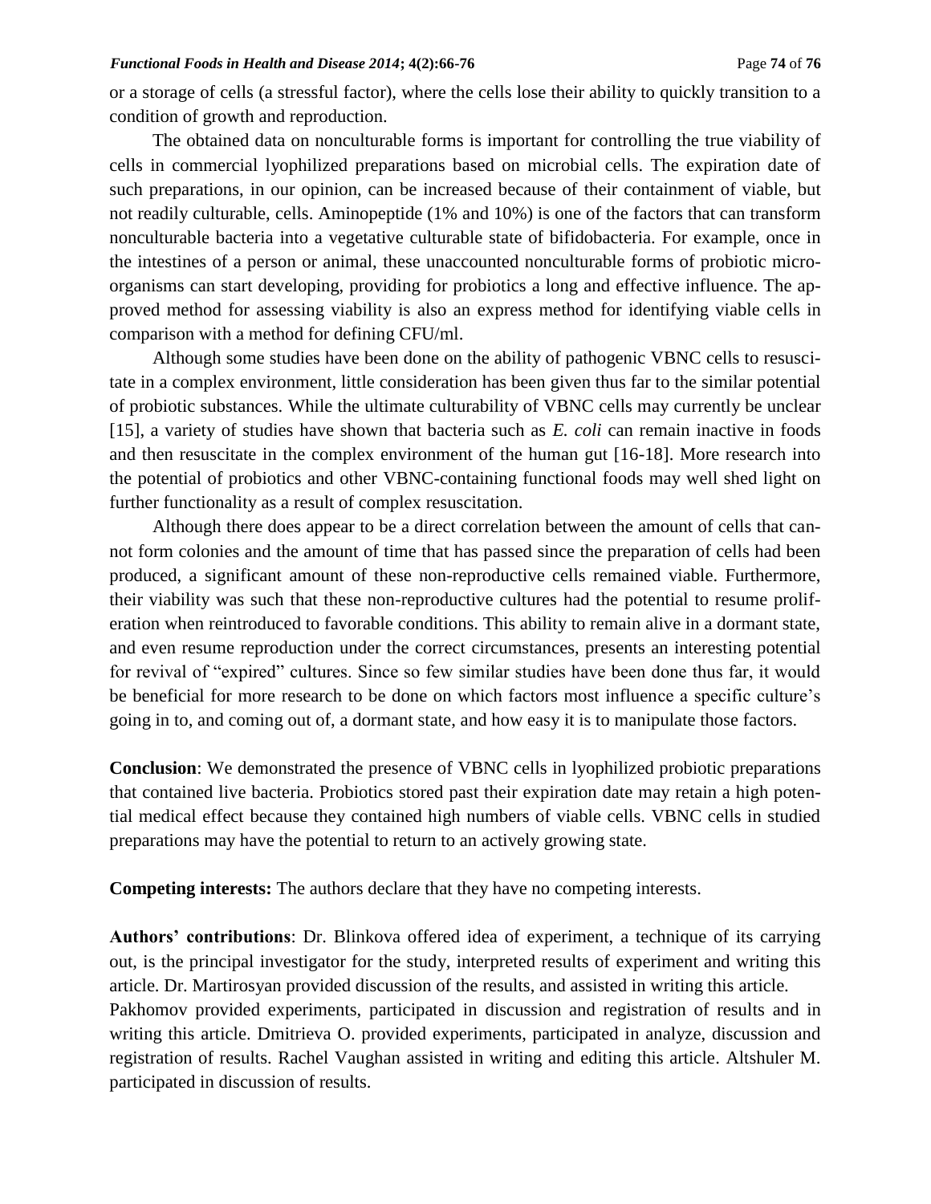or a storage of cells (a stressful factor), where the cells lose their ability to quickly transition to a condition of growth and reproduction.

The obtained data on nonculturable forms is important for controlling the true viability of cells in commercial lyophilized preparations based on microbial cells. The expiration date of such preparations, in our opinion, can be increased because of their containment of viable, but not readily culturable, cells. Aminopeptide (1% and 10%) is one of the factors that can transform nonculturable bacteria into a vegetative culturable state of bifidobacteria. For example, once in the intestines of a person or animal, these unaccounted nonculturable forms of probiotic microorganisms can start developing, providing for probiotics a long and effective influence. The approved method for assessing viability is also an express method for identifying viable cells in comparison with a method for defining CFU/ml.

Although some studies have been done on the ability of pathogenic VBNC cells to resuscitate in a complex environment, little consideration has been given thus far to the similar potential of probiotic substances. While the ultimate culturability of VBNC cells may currently be unclear [15], a variety of studies have shown that bacteria such as *E. coli* can remain inactive in foods and then resuscitate in the complex environment of the human gut [16-18]. More research into the potential of probiotics and other VBNC-containing functional foods may well shed light on further functionality as a result of complex resuscitation.

Although there does appear to be a direct correlation between the amount of cells that cannot form colonies and the amount of time that has passed since the preparation of cells had been produced, a significant amount of these non-reproductive cells remained viable. Furthermore, their viability was such that these non-reproductive cultures had the potential to resume proliferation when reintroduced to favorable conditions. This ability to remain alive in a dormant state, and even resume reproduction under the correct circumstances, presents an interesting potential for revival of "expired" cultures. Since so few similar studies have been done thus far, it would be beneficial for more research to be done on which factors most influence a specific culture's going in to, and coming out of, a dormant state, and how easy it is to manipulate those factors.

**Conclusion**: We demonstrated the presence of VBNC cells in lyophilized probiotic preparations that contained live bacteria. Probiotics stored past their expiration date may retain a high potential medical effect because they contained high numbers of viable cells. VBNC cells in studied preparations may have the potential to return to an actively growing state.

**Competing interests:** The authors declare that they have no competing interests.

**Authors' contributions**: Dr. Blinkova offered idea of experiment, a technique of its carrying out, is the principal investigator for the study, interpreted results of experiment and writing this article. Dr. Martirosyan provided discussion of the results, and assisted in writing this article. Pakhomov provided experiments, participated in discussion and registration of results and in writing this article. Dmitrieva O. provided experiments, participated in analyze, discussion and registration of results. Rachel Vaughan assisted in writing and editing this article. Altshuler M. participated in discussion of results.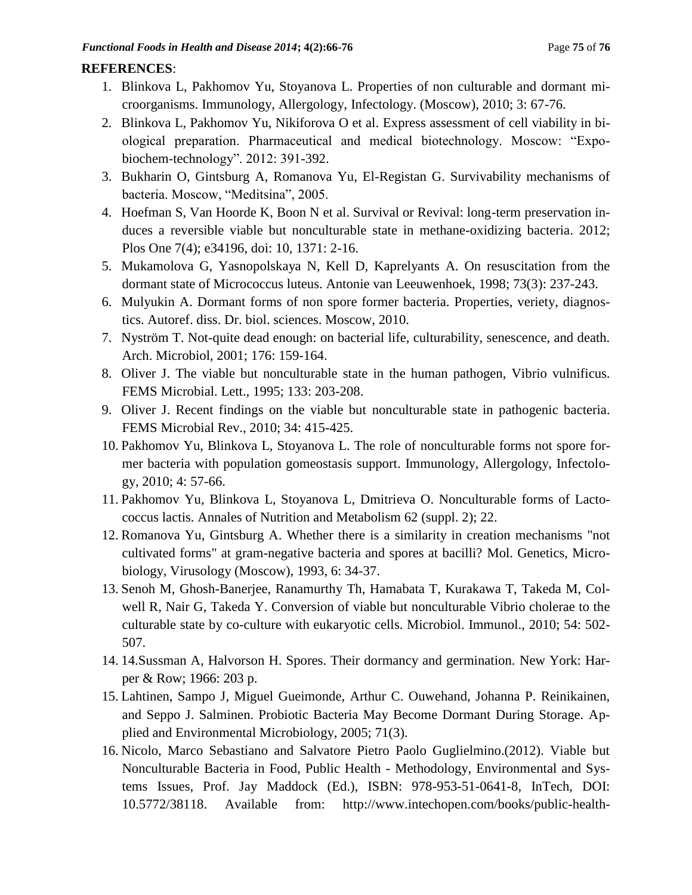**REFERENCES**:

1. Blinkova L, Pakhomov Yu, Stoyanova L. Properties of non culturable and dormant microorganisms. Immunology, Allergology, Infectology. (Moscow), 2010; 3: 67-76.
2. Blinkova L, Pakhomov Yu, Nikiforova O et al. Express assessment of cell viability in biological preparation. Pharmaceutical and medical biotechnology. Moscow: "Expo-biochem-technology". 2012: 391-392.
3. Bukharin O, Gintsburg A, Romanova Yu, El-Registan G. Survivability mechanisms of bacteria. Moscow, "Meditsina", 2005.
4. Hoefman S, Van Hoorde K, Boon N et al. Survival or Revival: long-term preservation induces a reversible viable but nonculturable state in methane-oxidizing bacteria. 2012; Plos One 7(4); e34196, doi: 10, 1371: 2-16.
5. Mukamolova G, Yasnopolskaya N, Kell D, Kaprelyants A. On resuscitation from the dormant state of Micrococcus luteus. Antonie van Leeuwenhoek, 1998; 73(3): 237-243.
6. Mulyukin A. Dormant forms of non spore former bacteria. Properties, veriety, diagnostics. Autoref. diss. Dr. biol. sciences. Moscow, 2010.
7. Nyström T. Not-quite dead enough: on bacterial life, culturability, senescence, and death. Arch. Microbiol, 2001; 176: 159-164.
8. Oliver J. The viable but nonculturable state in the human pathogen, Vibrio vulnificus. FEMS Microbial. Lett., 1995; 133: 203-208.
9. Oliver J. Recent findings on the viable but nonculturable state in pathogenic bacteria. FEMS Microbial Rev., 2010; 34: 415-425.
10. Pakhomov Yu, Blinkova L, Stoyanova L. The role of nonculturable forms not spore former bacteria with population gomeostasis support. Immunology, Allergology, Infectology, 2010; 4: 57-66.
11. Pakhomov Yu, Blinkova L, Stoyanova L, Dmitrieva O. Nonculturable forms of Lactococcus lactis. Annales of Nutrition and Metabolism 62 (suppl. 2); 22.
12. Romanova Yu, Gintsburg A. Whether there is a similarity in creation mechanisms "not cultivated forms" at gram-negative bacteria and spores at bacilli? Mol. Genetics, Microbiology, Virusology (Moscow), 1993, 6: 34-37.
13. Senoh M, Ghosh-Banerjee, Ranamurthy Th, Hamabata T, Kurakawa T, Takeda M, Colwell R, Nair G, Takeda Y. Conversion of viable but nonculturable Vibrio cholerae to the culturable state by co-culture with eukaryotic cells. Microbiol. Immunol., 2010; 54: 502-507.
14. 14.Sussman A, Halvorson H. Spores. Their dormancy and germination. New York: Harper & Row; 1966: 203 p.
15. Lahtinen, Sampo J, Miguel Gueimonde, Arthur C. Ouwehand, Johanna P. Reinikainen, and Seppo J. Salminen. Probiotic Bacteria May Become Dormant During Storage. Applied and Environmental Microbiology, 2005; 71(3).
16. Nicolo, Marco Sebastiano and Salvatore Pietro Paolo Guglielmino.(2012). Viable but Nonculturable Bacteria in Food, Public Health - Methodology, Environmental and Systems Issues, Prof. Jay Maddock (Ed.), ISBN: 978-953-51-0641-8, InTech, DOI: 10.5772/38118. Available from: http://www.intechopen.com/books/public-health-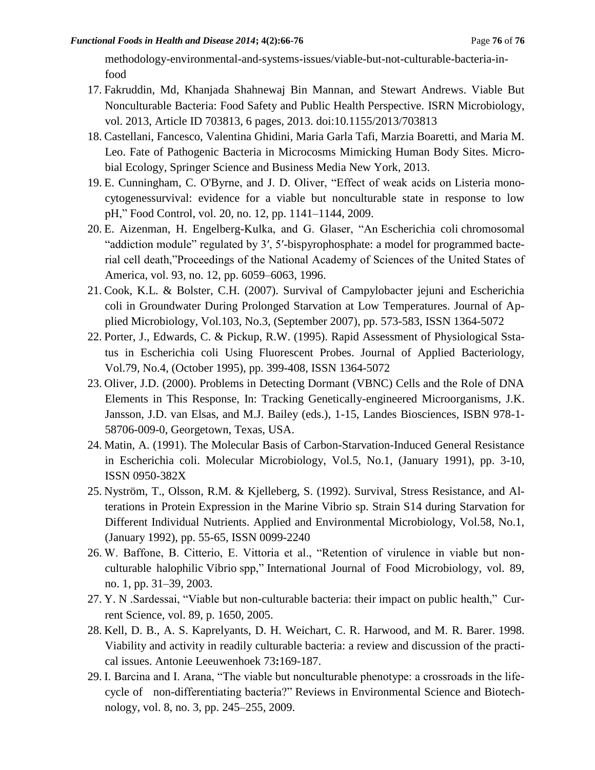methodology-environmental-and-systems-issues/viable-but-not-culturable-bacteria-in-food

17. Fakruddin, Md, Khanjada Shahnewaj Bin Mannan, and Stewart Andrews. Viable But Nonculturable Bacteria: Food Safety and Public Health Perspective. ISRN Microbiology, vol. 2013, Article ID 703813, 6 pages, 2013. doi:10.1155/2013/703813
18. Castellani, Fancesco, Valentina Ghidini, Maria Garla Tafi, Marzia Boaretti, and Maria M. Leo. Fate of Pathogenic Bacteria in Microcosms Mimicking Human Body Sites. Microbial Ecology, Springer Science and Business Media New York, 2013.
19. E. Cunningham, C. O'Byrne, and J. D. Oliver, "Effect of weak acids on Listeria monocytogenessurvival: evidence for a viable but nonculturable state in response to low pH," Food Control, vol. 20, no. 12, pp. 1141–1144, 2009.
20. E. Aizenman, H. Engelberg-Kulka, and G. Glaser, "An Escherichia coli chromosomal "addiction module" regulated by 3′, 5′-bispyrophosphate: a model for programmed bacterial cell death,"Proceedings of the National Academy of Sciences of the United States of America, vol. 93, no. 12, pp. 6059–6063, 1996.
21. Cook, K.L. & Bolster, C.H. (2007). Survival of Campylobacter jejuni and Escherichia coli in Groundwater During Prolonged Starvation at Low Temperatures. Journal of Applied Microbiology, Vol.103, No.3, (September 2007), pp. 573-583, ISSN 1364-5072
22. Porter, J., Edwards, C. & Pickup, R.W. (1995). Rapid Assessment of Physiological Sstatus in Escherichia coli Using Fluorescent Probes. Journal of Applied Bacteriology, Vol.79, No.4, (October 1995), pp. 399-408, ISSN 1364-5072
23. Oliver, J.D. (2000). Problems in Detecting Dormant (VBNC) Cells and the Role of DNA Elements in This Response, In: Tracking Genetically-engineered Microorganisms, J.K. Jansson, J.D. van Elsas, and M.J. Bailey (eds.), 1-15, Landes Biosciences, ISBN 978-1-58706-009-0, Georgetown, Texas, USA.
24. Matin, A. (1991). The Molecular Basis of Carbon-Starvation-Induced General Resistance in Escherichia coli. Molecular Microbiology, Vol.5, No.1, (January 1991), pp. 3-10, ISSN 0950-382X
25. Nyström, T., Olsson, R.M. & Kjelleberg, S. (1992). Survival, Stress Resistance, and Alterations in Protein Expression in the Marine Vibrio sp. Strain S14 during Starvation for Different Individual Nutrients. Applied and Environmental Microbiology, Vol.58, No.1, (January 1992), pp. 55-65, ISSN 0099-2240
26. W. Baffone, B. Citterio, E. Vittoria et al., "Retention of virulence in viable but nonculturable halophilic Vibrio spp," International Journal of Food Microbiology, vol. 89, no. 1, pp. 31–39, 2003.
27. Y. N .Sardessai, "Viable but non-culturable bacteria: their impact on public health," Current Science, vol. 89, p. 1650, 2005.
28. Kell, D. B., A. S. Kaprelyants, D. H. Weichart, C. R. Harwood, and M. R. Barer. 1998. Viability and activity in readily culturable bacteria: a review and discussion of the practical issues. Antonie Leeuwenhoek 73**:**169-187.
29. I. Barcina and I. Arana, "The viable but nonculturable phenotype: a crossroads in the life-cycle of non-differentiating bacteria?" Reviews in Environmental Science and Biotechnology, vol. 8, no. 3, pp. 245–255, 2009.